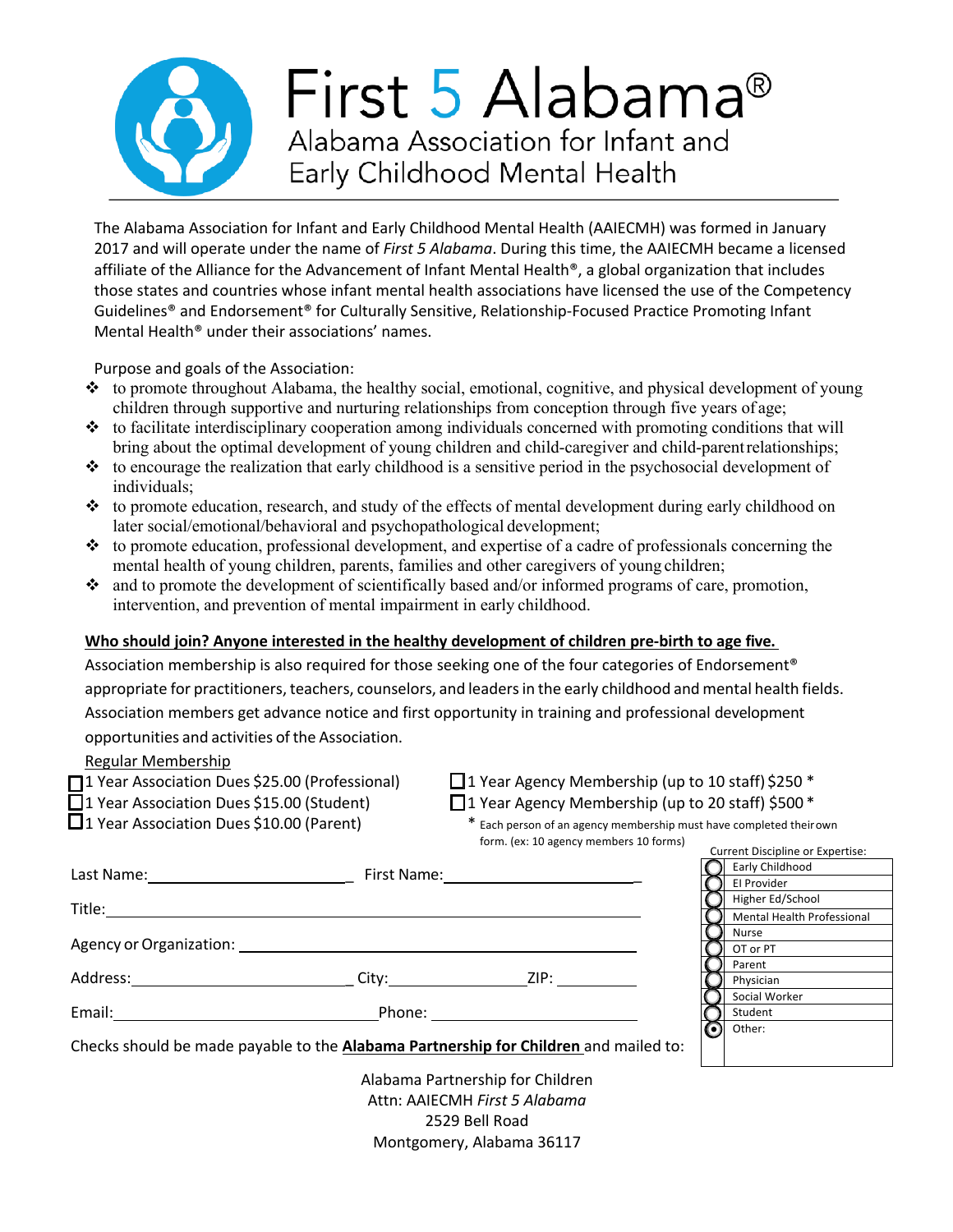# First 5 Alabama®

## Alabama Association for Infant and Early Childhood Mental Health

The Alabama Association for Infant and Early Childhood Mental Health (AAIECMH) was formed in January 2017 and will operate under the name of *First 5 Alabama*. During this time, the AAIECMH became a licensed affiliate of the Alliance for the Advancement of Infant Mental Health®, a global organization that includes those states and countries whose infant mental health associations have licensed the use of the Competency Guidelines® and Endorsement® for Culturally Sensitive, Relationship-Focused Practice Promoting Infant Mental Health® under their associations' names.

Purpose and goals of the Association:

- to promote throughout Alabama, the healthy social, emotional, cognitive, and physical development of young children through supportive and nurturing relationships from conception through five years of age;
- to facilitate interdisciplinary cooperation among individuals concerned with promoting conditions that will bring about the optimal development of young children and child-caregiver and child-parent relationships;
- to encourage the realization that early childhood is a sensitive period in the psychosocial development of individuals;
- to promote education, research, and study of the effects of mental development during early childhood on later social/emotional/behavioral and psychopathological development;
- to promote education, professional development, and expertise of a cadre of professionals concerning the mental health of young children, parents, families and other caregivers of young children;
- and to promote the development of scientifically based and/or informed programs of care, promotion, intervention, and prevention of mental impairment in early childhood.

**Who should join? Anyone interested in the healthy development of children pre-birth to age five.**

Association membership is also required for those seeking one of the four categories of Endorsement® appropriate for practitioners, teachers, counselors, and leaders in the early childhood and mental health fields. Association members get advance notice and first opportunity in training and professional development opportunities and activities of the Association.

Regular Membership

- ☐ 1 Year Association Dues $25.00 (Professional)
- ☐ 1 Year Association Dues $15.00 (Student)
- ☐ 1 Year Association Dues $10.00 (Parent)
- ☐ 1 Year Agency Membership (up to 10 staff) $250 *
- ☐ 1 Year Agency Membership (up to 20 staff) $500 *

\* Each person of an agency membership must have completed their own form. (ex: 10 agency members 10 forms)

Last Name: ______________________ First Name: ______________________

Title: ____________________________________________

Agency or Organization: ____________________________________________

Address: ______________________ City: ______________ ZIP: __________

Email: ______________________ Phone: ______________________

Current Discipline or Expertise:

| | |
|---|---|
| ○ | Early Childhood |
| ○ | EI Provider |
| ○ | Higher Ed/School |
| ○ | Mental Health Professional |
| ○ | Nurse |
| ○ | OT or PT |
| ○ | Parent |
| ○ | Physician |
| ○ | Social Worker |
| ○ | Student |
| ◉ | Other: |

Checks should be made payable to the **Alabama Partnership for Children** and mailed to:

Alabama Partnership for Children
Attn: AAIECMH *First 5 Alabama*
2529 Bell Road
Montgomery, Alabama 36117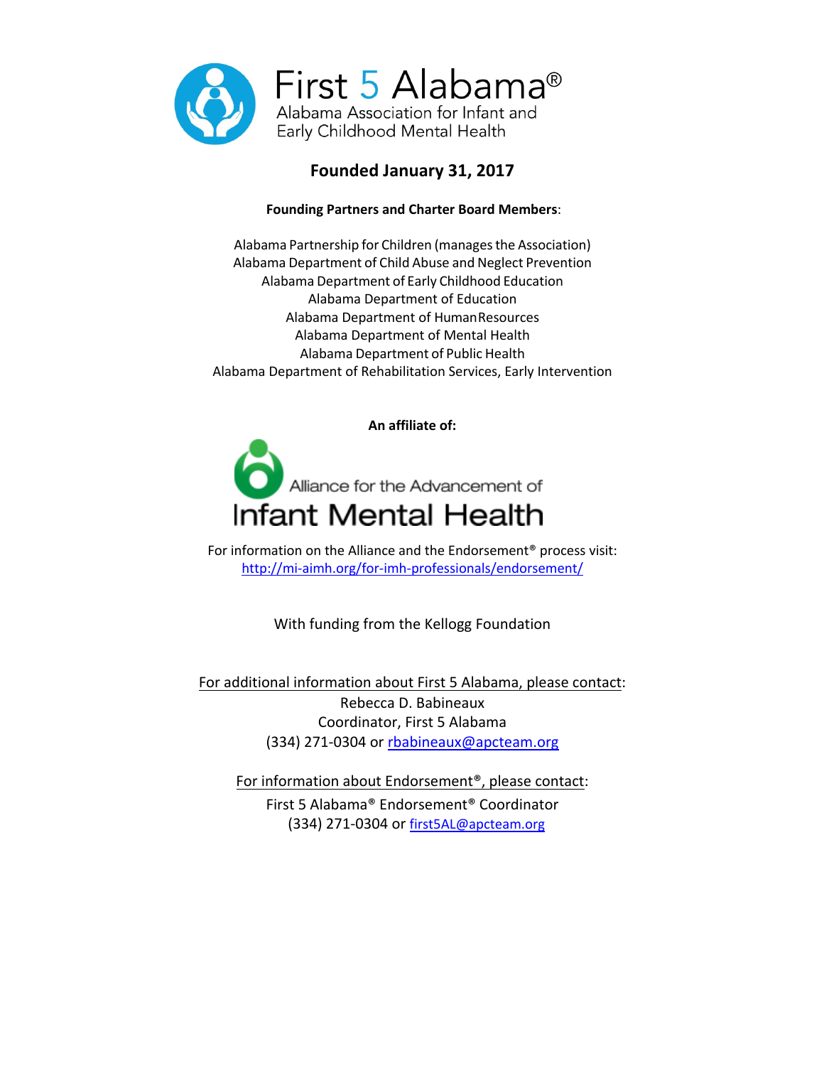# First 5 Alabama®

Alabama Association for Infant and Early Childhood Mental Health

## Founded January 31, 2017

**Founding Partners and Charter Board Members**:

Alabama Partnership for Children (manages the Association)
Alabama Department of Child Abuse and Neglect Prevention
Alabama Department of Early Childhood Education
Alabama Department of Education
Alabama Department of Human Resources
Alabama Department of Mental Health
Alabama Department of Public Health
Alabama Department of Rehabilitation Services, Early Intervention

**An affiliate of:**

Alliance for the Advancement of Infant Mental Health

For information on the Alliance and the Endorsement® process visit:
http://mi-aimh.org/for-imh-professionals/endorsement/

With funding from the Kellogg Foundation

For additional information about First 5 Alabama, please contact:
Rebecca D. Babineaux
Coordinator, First 5 Alabama
(334) 271-0304 or rbabineaux@apcteam.org

For information about Endorsement®, please contact:
First 5 Alabama® Endorsement® Coordinator
(334) 271-0304 or first5AL@apcteam.org